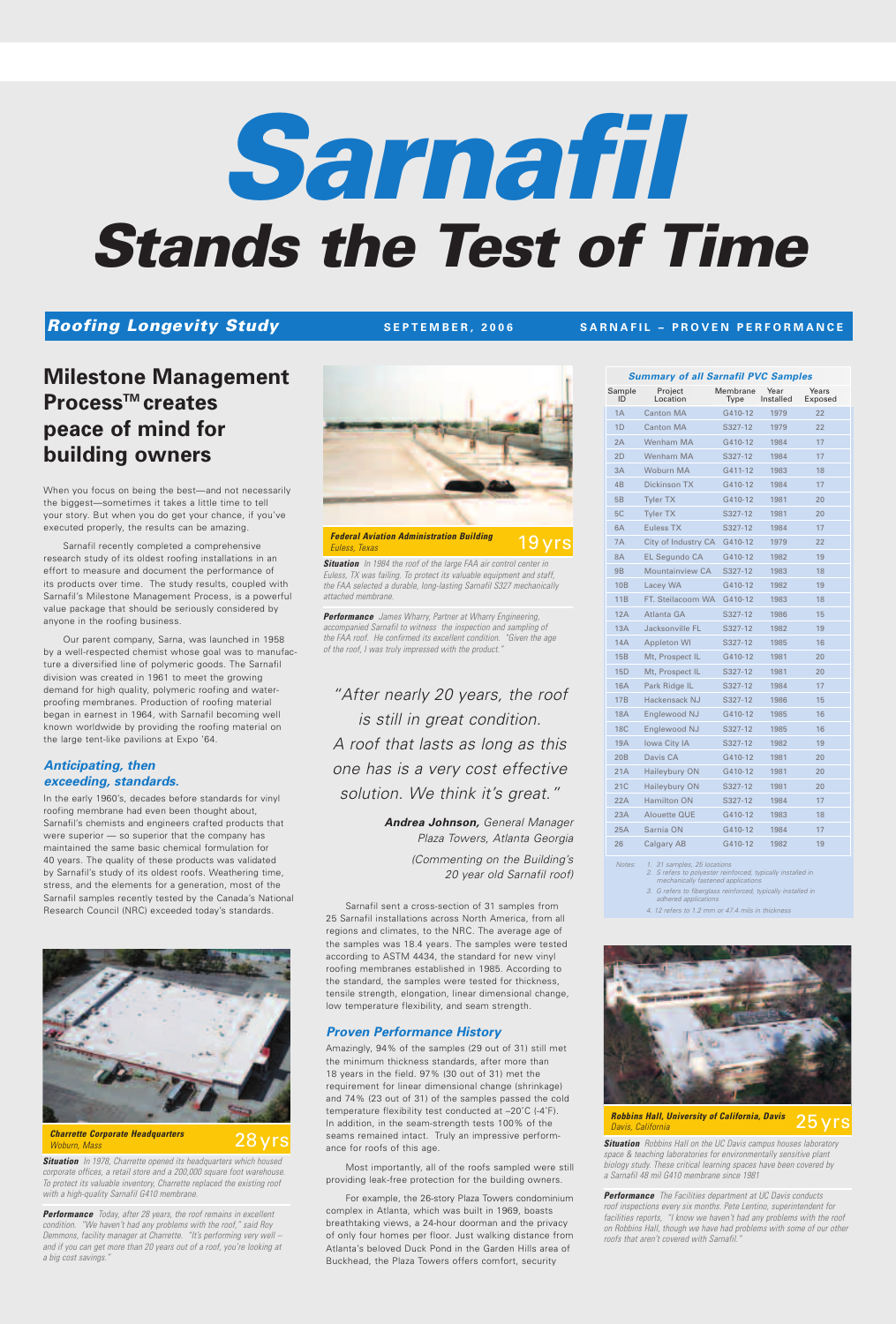# Sarnafil

# Stands the Test of Time

**Roofing Longevity Study** SEPTEMBER, 2006 SARNAFIL – PROVEN PERFORMANCE

## Milestone Management Process™ creates peace of mind for building owners

When you focus on being the best—and not necessarily the biggest—sometimes it takes a little time to tell your story. But when you do get your chance, if you've executed properly, the results can be amazing.

Sarnafil recently completed a comprehensive research study of its oldest roofing installations in an effort to measure and document the performance of its products over time. The study results, coupled with Sarnafil's Milestone Management Process, is a powerful value package that should be seriously considered by anyone in the roofing business.

Our parent company, Sarna, was launched in 1958 by a well-respected chemist whose goal was to manufacture a diversified line of polymeric goods. The Sarnafil division was created in 1961 to meet the growing demand for high quality, polymeric roofing and waterproofing membranes. Production of roofing material began in earnest in 1964, with Sarnafil becoming well known worldwide by providing the roofing material on the large tent-like pavilions at Expo '64.

### *Anticipating, then exceeding, standards.*

In the early 1960's, decades before standards for vinyl roofing membrane had even been thought about, Sarnafil's chemists and engineers crafted products that were superior — so superior that the company has maintained the same basic chemical formulation for 40 years. The quality of these products was validated by Sarnafil's study of its oldest roofs. Weathering time, stress, and the elements for a generation, most of the Sarnafil samples recently tested by the Canada's National Research Council (NRC) exceeded today's standards.

***Charrette Corporate Headquarters*** *Woburn, Mass* **28 yrs**

***Situation*** *In 1978, Charrette opened its headquarters which housed corporate offices, a retail store and a 200,000 square foot warehouse. To protect its valuable inventory, Charrette replaced the existing roof with a high-quality Sarnafil G410 membrane.*

***Performance*** *Today, after 28 years, the roof remains in excellent condition. "We haven't had any problems with the roof," said Roy Demmons, facility manager at Charrette. "It's performing very well – and if you can get more than 20 years out of a roof, you're looking at a big cost savings."*

***Federal Aviation Administration Building*** *Euless, Texas* **19 yrs**

***Situation*** *In 1984 the roof of the large FAA air control center in Euless, TX was failing. To protect its valuable equipment and staff, the FAA selected a durable, long-lasting Sarnafil S327 mechanically attached membrane.*

***Performance*** *James Wharry, Partner at Wharry Engineering, accompanied Sarnafil to witness the inspection and sampling of the FAA roof. He confirmed its excellent condition. "Given the age of the roof, I was truly impressed with the product."*

> *"After nearly 20 years, the roof is still in great condition. A roof that lasts as long as this one has is a very cost effective solution. We think it's great."*
>
> ***Andrea Johnson,*** *General Manager Plaza Towers, Atlanta Georgia*
>
> *(Commenting on the Building's 20 year old Sarnafil roof)*

Sarnafil sent a cross-section of 31 samples from 25 Sarnafil installations across North America, from all regions and climates, to the NRC. The average age of the samples was 18.4 years. The samples were tested according to ASTM 4434, the standard for new vinyl roofing membranes established in 1985. According to the standard, the samples were tested for thickness, tensile strength, elongation, linear dimensional change, low temperature flexibility, and seam strength.

### *Proven Performance History*

Amazingly, 94% of the samples (29 out of 31) still met the minimum thickness standards, after more than 18 years in the field. 97% (30 out of 31) met the requirement for linear dimensional change (shrinkage) and 74% (23 out of 31) of the samples passed the cold temperature flexibility test conducted at –20˚C (-4˚F). In addition, in the seam-strength tests 100% of the seams remained intact. Truly an impressive performance for roofs of this age.

Most importantly, all of the roofs sampled were still providing leak-free protection for the building owners.

For example, the 26-story Plaza Towers condominium complex in Atlanta, which was built in 1969, boasts breathtaking views, a 24-hour doorman and the privacy of only four homes per floor. Just walking distance from Atlanta's beloved Duck Pond in the Garden Hills area of Buckhead, the Plaza Towers offers comfort, security

***Summary of all Sarnafil PVC Samples***

| Sample ID | Project Location | Membrane Type | Year Installed | Years Exposed |
|---|---|---|---|---|
| 1A | Canton MA | G410-12 | 1979 | 22 |
| 1D | Canton MA | S327-12 | 1979 | 22 |
| 2A | Wenham MA | G410-12 | 1984 | 17 |
| 2D | Wenham MA | S327-12 | 1984 | 17 |
| 3A | Woburn MA | G411-12 | 1983 | 18 |
| 4B | Dickinson TX | G410-12 | 1984 | 17 |
| 5B | Tyler TX | G410-12 | 1981 | 20 |
| 5C | Tyler TX | S327-12 | 1981 | 20 |
| 6A | Euless TX | S327-12 | 1984 | 17 |
| 7A | City of Industry CA | G410-12 | 1979 | 22 |
| 8A | EL Segundo CA | G410-12 | 1982 | 19 |
| 9B | Mountainview CA | S327-12 | 1983 | 18 |
| 10B | Lacey WA | G410-12 | 1982 | 19 |
| 11B | FT. Steilacoom WA | G410-12 | 1983 | 18 |
| 12A | Atlanta GA | S327-12 | 1986 | 15 |
| 13A | Jacksonville FL | S327-12 | 1982 | 19 |
| 14A | Appleton WI | S327-12 | 1985 | 16 |
| 15B | Mt, Prospect IL | G410-12 | 1981 | 20 |
| 15D | Mt, Prospect IL | S327-12 | 1981 | 20 |
| 16A | Park Ridge IL | S327-12 | 1984 | 17 |
| 17B | Hackensack NJ | S327-12 | 1986 | 15 |
| 18A | Englewood NJ | G410-12 | 1985 | 16 |
| 18C | Englewood NJ | S327-12 | 1985 | 16 |
| 19A | Iowa City IA | S327-12 | 1982 | 19 |
| 20B | Davis CA | G410-12 | 1981 | 20 |
| 21A | Haileybury ON | G410-12 | 1981 | 20 |
| 21C | Haileybury ON | S327-12 | 1981 | 20 |
| 22A | Hamilton ON | S327-12 | 1984 | 17 |
| 23A | Alouette QUE | G410-12 | 1983 | 18 |
| 25A | Sarnia ON | G410-12 | 1984 | 17 |
| 26 | Calgary AB | G410-12 | 1982 | 19 |

*Notes:*
1. *31 samples, 25 locations*
2. *S refers to polyester reinforced, typically installed in mechanically fastened applications*
3. *G refers to fiberglass reinforced, typically installed in adhered applications*
4. *12 refers to 1.2 mm or 47.4 mils in thickness*

***Robbins Hall, University of California, Davis*** *Davis, California* **25 yrs**

***Situation*** *Robbins Hall on the UC Davis campus houses laboratory space & teaching laboratories for environmentally sensitive plant biology study. These critical learning spaces have been covered by a Sarnafil 48 mil G410 membrane since 1981*

***Performance*** *The Facilities department at UC Davis conducts roof inspections every six months. Pete Lentino, superintendent for facilities reports, "I know we haven't had any problems with the roof on Robbins Hall, though we have had problems with some of our other roofs that aren't covered with Sarnafil."*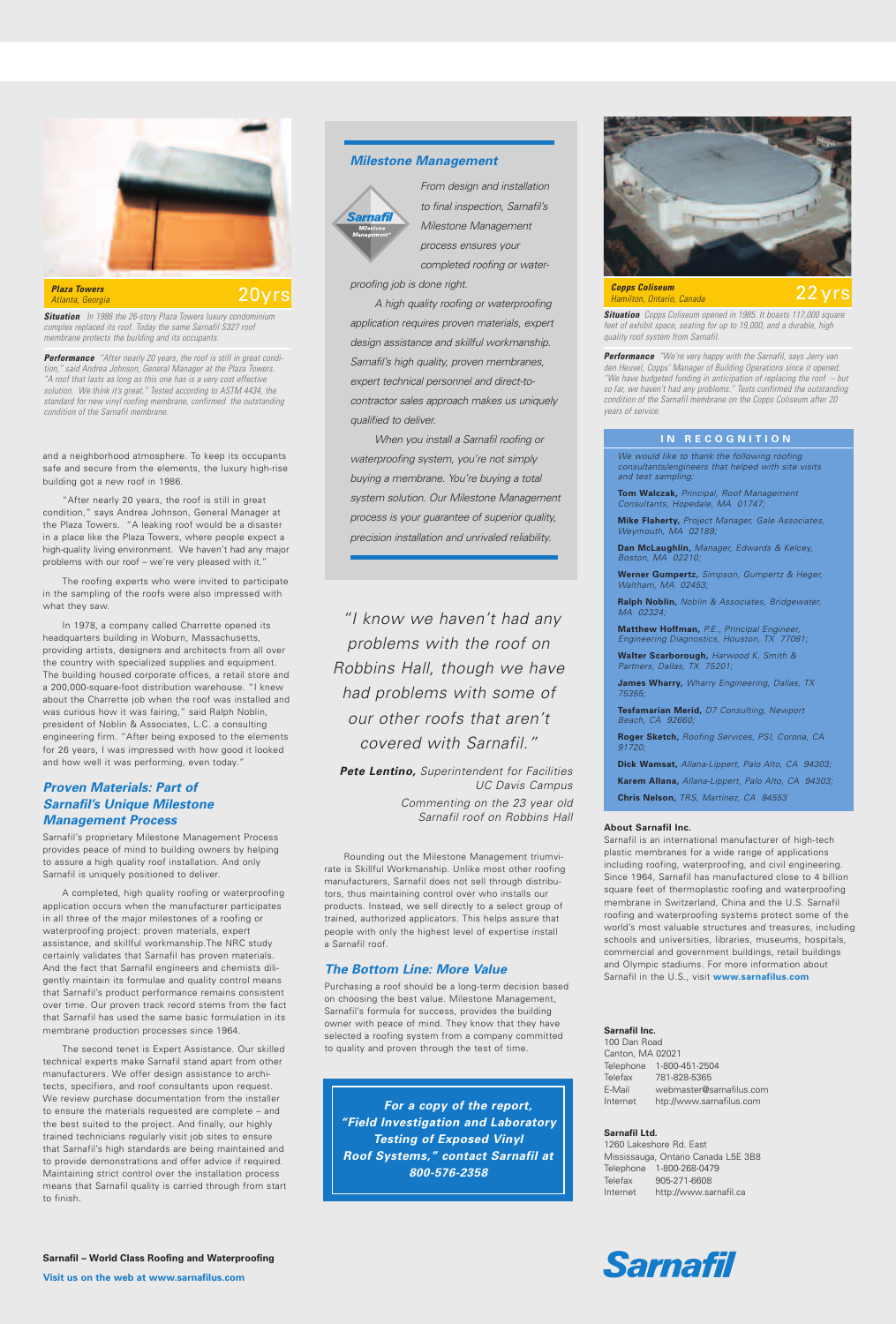**Plaza Towers**
*Atlanta, Georgia*
20yrs

***Situation*** *In 1986 the 26-story Plaza Towers luxury condominium complex replaced its roof. Today the same Sarnafil S327 roof membrane protects the building and its occupants.*

***Performance*** *"After nearly 20 years, the roof is still in great condition," said Andrea Johnson, General Manager at the Plaza Towers. "A roof that lasts as long as this one has is a very cost effective solution. We think it's great." Tested according to ASTM 4434, the standard for new vinyl roofing membrane, confirmed the outstanding condition of the Sarnafil membrane.*

and a neighborhood atmosphere. To keep its occupants safe and secure from the elements, the luxury high-rise building got a new roof in 1986.

"After nearly 20 years, the roof is still in great condition," says Andrea Johnson, General Manager at the Plaza Towers. "A leaking roof would be a disaster in a place like the Plaza Towers, where people expect a high-quality living environment. We haven't had any major problems with our roof – we're very pleased with it."

The roofing experts who were invited to participate in the sampling of the roofs were also impressed with what they saw.

In 1978, a company called Charrette opened its headquarters building in Woburn, Massachusetts, providing artists, designers and architects from all over the country with specialized supplies and equipment. The building housed corporate offices, a retail store and a 200,000-square-foot distribution warehouse. "I knew about the Charrette job when the roof was installed and was curious how it was fairing," said Ralph Noblin, president of Noblin & Associates, L.C. a consulting engineering firm. "After being exposed to the elements for 26 years, I was impressed with how good it looked and how well it was performing, even today."

## Proven Materials: Part of Sarnafil's Unique Milestone Management Process

Sarnafil's proprietary Milestone Management Process provides peace of mind to building owners by helping to assure a high quality roof installation. And only Sarnafil is uniquely positioned to deliver.

A completed, high quality roofing or waterproofing application occurs when the manufacturer participates in all three of the major milestones of a roofing or waterproofing project: proven materials, expert assistance, and skillful workmanship. The NRC study certainly validates that Sarnafil has proven materials. And the fact that Sarnafil engineers and chemists diligently maintain its formulae and quality control means that Sarnafil's product performance remains consistent over time. Our proven track record stems from the fact that Sarnafil has used the same basic formulation in its membrane production processes since 1964.

The second tenet is Expert Assistance. Our skilled technical experts make Sarnafil stand apart from other manufacturers. We offer design assistance to architects, specifiers, and roof consultants upon request. We review purchase documentation from the installer to ensure the materials requested are complete – and the best suited to the project. And finally, our highly trained technicians regularly visit job sites to ensure that Sarnafil's high standards are being maintained and to provide demonstrations and offer advice if required. Maintaining strict control over the installation process means that Sarnafil quality is carried through from start to finish.

## Milestone Management

*From design and installation to final inspection, Sarnafil's Milestone Management process ensures your completed roofing or waterproofing job is done right.*

*A high quality roofing or waterproofing application requires proven materials, expert design assistance and skillful workmanship. Sarnafil's high quality, proven membranes, expert technical personnel and direct-to-contractor sales approach makes us uniquely qualified to deliver.*

*When you install a Sarnafil roofing or waterproofing system, you're not simply buying a membrane. You're buying a total system solution. Our Milestone Management process is your guarantee of superior quality, precision installation and unrivaled reliability.*

*"I know we haven't had any problems with the roof on Robbins Hall, though we have had problems with some of our other roofs that aren't covered with Sarnafil."*

***Pete Lentino,*** *Superintendent for Facilities UC Davis Campus*
*Commenting on the 23 year old Sarnafil roof on Robbins Hall*

Rounding out the Milestone Management triumvirate is Skillful Workmanship. Unlike most other roofing manufacturers, Sarnafil does not sell through distributors, thus maintaining control over who installs our products. Instead, we sell directly to a select group of trained, authorized applicators. This helps assure that people with only the highest level of expertise install a Sarnafil roof.

## The Bottom Line: More Value

Purchasing a roof should be a long-term decision based on choosing the best value. Milestone Management, Sarnafil's formula for success, provides the building owner with peace of mind. They know that they have selected a roofing system from a company committed to quality and proven through the test of time.

***For a copy of the report, "Field Investigation and Laboratory Testing of Exposed Vinyl Roof Systems," contact Sarnafil at 800-576-2358***

**Copps Coliseum**
*Hamilton, Ontario, Canada*
22yrs

***Situation*** *Copps Coliseum opened in 1985. It boasts 117,000 square feet of exhibit space, seating for up to 19,000, and a durable, high quality roof system from Sarnafil.*

***Performance*** *"We're very happy with the Sarnafil, says Jerry van den Heuvel, Copps' Manager of Building Operations since it opened. "We have budgeted funding in anticipation of replacing the roof – but so far, we haven't had any problems." Tests confirmed the outstanding condition of the Sarnafil membrane on the Copps Coliseum after 20 years of service.*

## IN RECOGNITION

*We would like to thank the following roofing consultants/engineers that helped with site visits and test sampling:*

**Tom Walczak,** *Principal, Roof Management Consultants, Hopedale, MA 01747;*

**Mike Flaherty,** *Project Manager, Gale Associates, Weymouth, MA 02189;*

**Dan McLaughlin,** *Manager, Edwards & Kelcey, Boston, MA 02210;*

**Werner Gumpertz,** *Simpson, Gumpertz & Heger, Waltham, MA 02453;*

**Ralph Noblin,** *Noblin & Associates, Bridgewater, MA 02324;*

**Matthew Hoffman,** *P.E., Principal Engineer, Engineering Diagnostics, Houston, TX 77081;*

**Walter Scarborough,** *Harwood K. Smith & Partners, Dallas, TX 75201;*

**James Wharry,** *Wharry Engineering, Dallas, TX 75355;*

**Tesfamarian Merid,** *D7 Consulting, Newport Beach, CA 92660;*

**Roger Sketch,** *Roofing Services, PSI, Corona, CA 91720;*

**Dick Wamsat,** *Allana-Lippert, Palo Alto, CA 94303;*

**Karem Allana,** *Allana-Lippert, Palo Alto, CA 94303;*

**Chris Nelson,** *TRS, Martinez, CA 94553*

**About Sarnafil Inc.**

Sarnafil is an international manufacturer of high-tech plastic membranes for a wide range of applications including roofing, waterproofing, and civil engineering. Since 1964, Sarnafil has manufactured close to 4 billion square feet of thermoplastic roofing and waterproofing membrane in Switzerland, China and the U.S. Sarnafil roofing and waterproofing systems protect some of the world's most valuable structures and treasures, including schools and universities, libraries, museums, hospitals, commercial and government buildings, retail buildings and Olympic stadiums. For more information about Sarnafil in the U.S., visit **www.sarnafilus.com**

**Sarnafil Inc.**
100 Dan Road
Canton, MA 02021
Telephone 1-800-451-2504
Telefax 781-828-5365
E-Mail webmaster@sarnafilus.com
Internet htp://www.sarnafilus.com

**Sarnafil Ltd.**
1260 Lakeshore Rd. East
Mississauga, Ontario Canada L5E 3B8
Telephone 1-800-268-0479
Telefax 905-271-6608
Internet http://www.sarnafil.ca

**Sarnafil – World Class Roofing and Waterproofing**

**Visit us on the web at www.sarnafilus.com**

**Sarnafil**